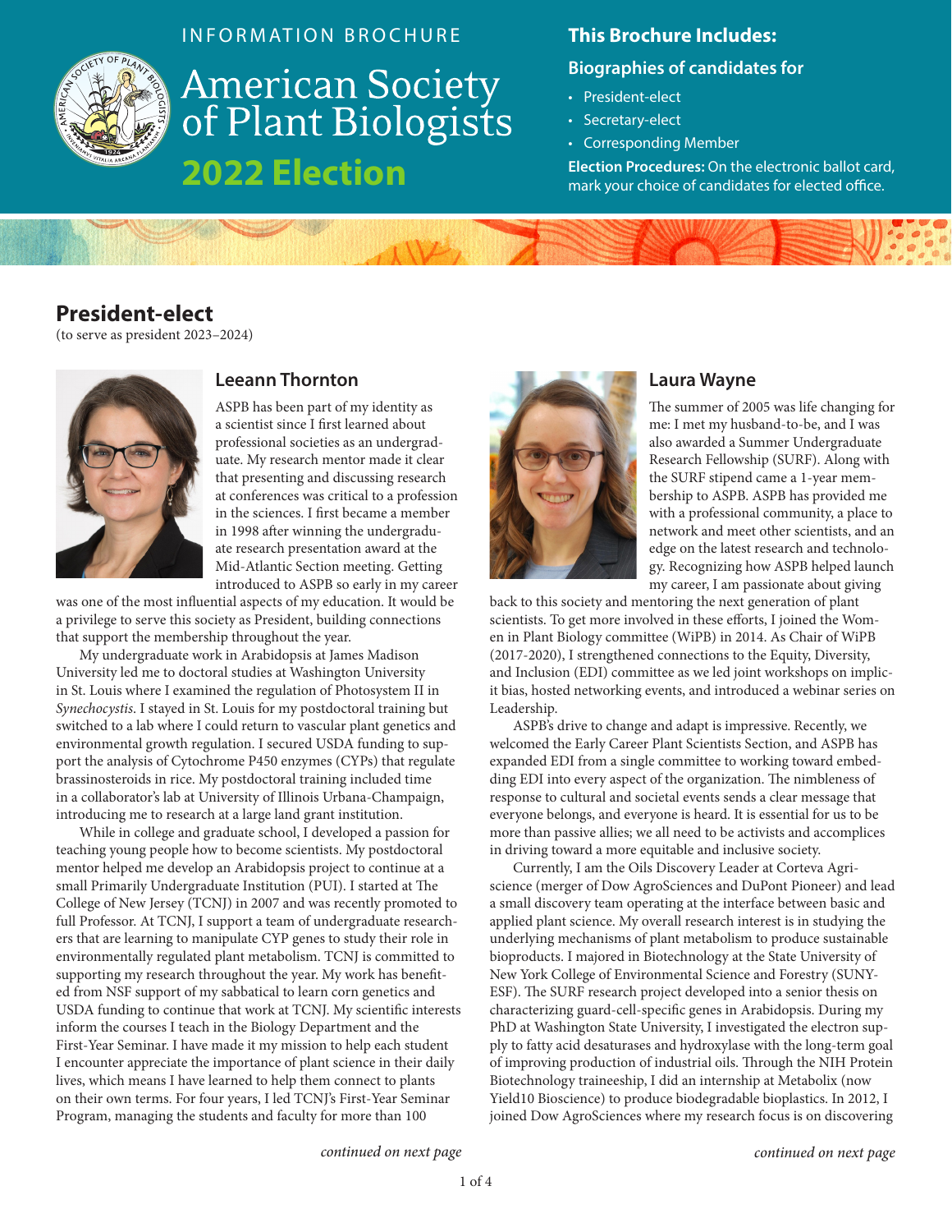INFORMATION BROCHURE

# American Society of Plant Biologists

## 2022 Election

### This Brochure Includes:

**Biographies of candidates for**

- President-elect
- Secretary-elect
- Corresponding Member

**Election Procedures:** On the electronic ballot card, mark your choice of candidates for elected office.

## President-elect

(to serve as president 2023–2024)

### Leeann Thornton

ASPB has been part of my identity as a scientist since I first learned about professional societies as an undergraduate. My research mentor made it clear that presenting and discussing research at conferences was critical to a profession in the sciences. I first became a member in 1998 after winning the undergraduate research presentation award at the Mid-Atlantic Section meeting. Getting introduced to ASPB so early in my career was one of the most influential aspects of my education. It would be a privilege to serve this society as President, building connections that support the membership throughout the year.

My undergraduate work in Arabidopsis at James Madison University led me to doctoral studies at Washington University in St. Louis where I examined the regulation of Photosystem II in *Synechocystis*. I stayed in St. Louis for my postdoctoral training but switched to a lab where I could return to vascular plant genetics and environmental growth regulation. I secured USDA funding to support the analysis of Cytochrome P450 enzymes (CYPs) that regulate brassinosteroids in rice. My postdoctoral training included time in a collaborator's lab at University of Illinois Urbana-Champaign, introducing me to research at a large land grant institution.

While in college and graduate school, I developed a passion for teaching young people how to become scientists. My postdoctoral mentor helped me develop an Arabidopsis project to continue at a small Primarily Undergraduate Institution (PUI). I started at The College of New Jersey (TCNJ) in 2007 and was recently promoted to full Professor. At TCNJ, I support a team of undergraduate researchers that are learning to manipulate CYP genes to study their role in environmentally regulated plant metabolism. TCNJ is committed to supporting my research throughout the year. My work has benefited from NSF support of my sabbatical to learn corn genetics and USDA funding to continue that work at TCNJ. My scientific interests inform the courses I teach in the Biology Department and the First-Year Seminar. I have made it my mission to help each student I encounter appreciate the importance of plant science in their daily lives, which means I have learned to help them connect to plants on their own terms. For four years, I led TCNJ's First-Year Seminar Program, managing the students and faculty for more than 100

*continued on next page*

### Laura Wayne

The summer of 2005 was life changing for me: I met my husband-to-be, and I was also awarded a Summer Undergraduate Research Fellowship (SURF). Along with the SURF stipend came a 1-year membership to ASPB. ASPB has provided me with a professional community, a place to network and meet other scientists, and an edge on the latest research and technology. Recognizing how ASPB helped launch my career, I am passionate about giving back to this society and mentoring the next generation of plant scientists. To get more involved in these efforts, I joined the Women in Plant Biology committee (WiPB) in 2014. As Chair of WiPB (2017-2020), I strengthened connections to the Equity, Diversity, and Inclusion (EDI) committee as we led joint workshops on implicit bias, hosted networking events, and introduced a webinar series on Leadership.

ASPB's drive to change and adapt is impressive. Recently, we welcomed the Early Career Plant Scientists Section, and ASPB has expanded EDI from a single committee to working toward embedding EDI into every aspect of the organization. The nimbleness of response to cultural and societal events sends a clear message that everyone belongs, and everyone is heard. It is essential for us to be more than passive allies; we all need to be activists and accomplices in driving toward a more equitable and inclusive society.

Currently, I am the Oils Discovery Leader at Corteva Agriscience (merger of Dow AgroSciences and DuPont Pioneer) and lead a small discovery team operating at the interface between basic and applied plant science. My overall research interest is in studying the underlying mechanisms of plant metabolism to produce sustainable bioproducts. I majored in Biotechnology at the State University of New York College of Environmental Science and Forestry (SUNY-ESF). The SURF research project developed into a senior thesis on characterizing guard-cell-specific genes in Arabidopsis. During my PhD at Washington State University, I investigated the electron supply to fatty acid desaturases and hydroxylase with the long-term goal of improving production of industrial oils. Through the NIH Protein Biotechnology traineeship, I did an internship at Metabolix (now Yield10 Bioscience) to produce biodegradable bioplastics. In 2012, I joined Dow AgroSciences where my research focus is on discovering

*continued on next page*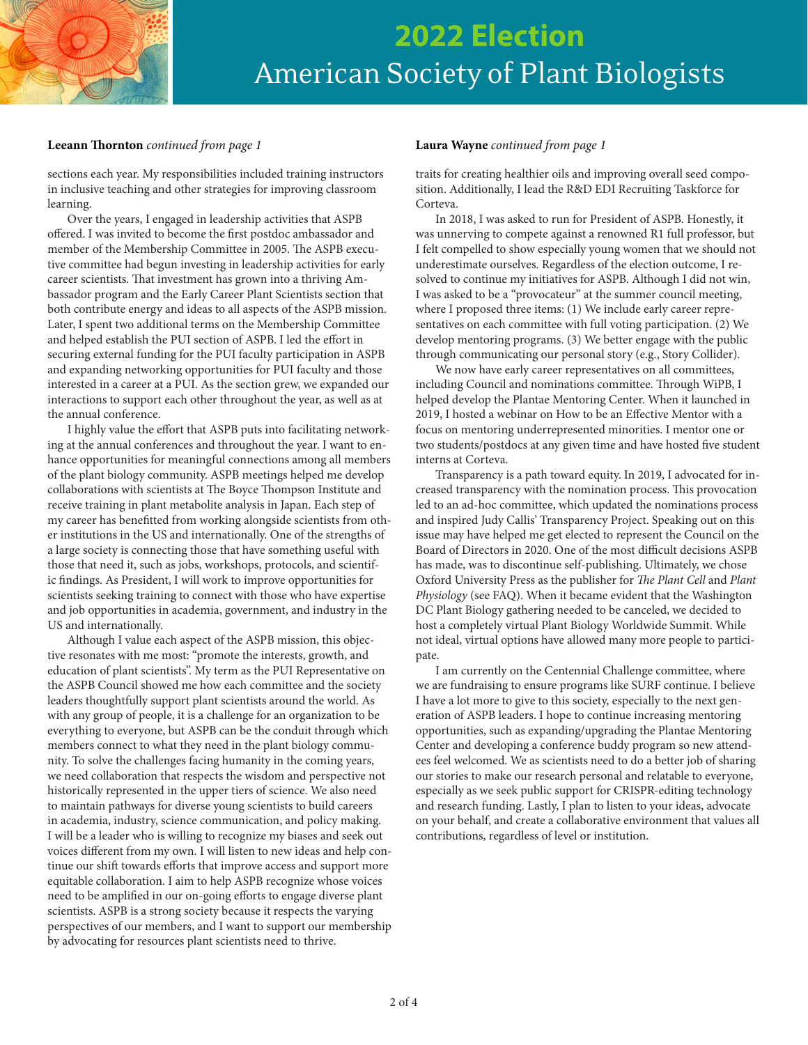# 2022 Election
## American Society of Plant Biologists

**Leeann Thornton** *continued from page 1*

sections each year. My responsibilities included training instructors in inclusive teaching and other strategies for improving classroom learning.

Over the years, I engaged in leadership activities that ASPB offered. I was invited to become the first postdoc ambassador and member of the Membership Committee in 2005. The ASPB executive committee had begun investing in leadership activities for early career scientists. That investment has grown into a thriving Ambassador program and the Early Career Plant Scientists section that both contribute energy and ideas to all aspects of the ASPB mission. Later, I spent two additional terms on the Membership Committee and helped establish the PUI section of ASPB. I led the effort in securing external funding for the PUI faculty participation in ASPB and expanding networking opportunities for PUI faculty and those interested in a career at a PUI. As the section grew, we expanded our interactions to support each other throughout the year, as well as at the annual conference.

I highly value the effort that ASPB puts into facilitating networking at the annual conferences and throughout the year. I want to enhance opportunities for meaningful connections among all members of the plant biology community. ASPB meetings helped me develop collaborations with scientists at The Boyce Thompson Institute and receive training in plant metabolite analysis in Japan. Each step of my career has benefitted from working alongside scientists from other institutions in the US and internationally. One of the strengths of a large society is connecting those that have something useful with those that need it, such as jobs, workshops, protocols, and scientific findings. As President, I will work to improve opportunities for scientists seeking training to connect with those who have expertise and job opportunities in academia, government, and industry in the US and internationally.

Although I value each aspect of the ASPB mission, this objective resonates with me most: "promote the interests, growth, and education of plant scientists". My term as the PUI Representative on the ASPB Council showed me how each committee and the society leaders thoughtfully support plant scientists around the world. As with any group of people, it is a challenge for an organization to be everything to everyone, but ASPB can be the conduit through which members connect to what they need in the plant biology community. To solve the challenges facing humanity in the coming years, we need collaboration that respects the wisdom and perspective not historically represented in the upper tiers of science. We also need to maintain pathways for diverse young scientists to build careers in academia, industry, science communication, and policy making. I will be a leader who is willing to recognize my biases and seek out voices different from my own. I will listen to new ideas and help continue our shift towards efforts that improve access and support more equitable collaboration. I aim to help ASPB recognize whose voices need to be amplified in our on-going efforts to engage diverse plant scientists. ASPB is a strong society because it respects the varying perspectives of our members, and I want to support our membership by advocating for resources plant scientists need to thrive.

**Laura Wayne** *continued from page 1*

traits for creating healthier oils and improving overall seed composition. Additionally, I lead the R&D EDI Recruiting Taskforce for Corteva.

In 2018, I was asked to run for President of ASPB. Honestly, it was unnerving to compete against a renowned R1 full professor, but I felt compelled to show especially young women that we should not underestimate ourselves. Regardless of the election outcome, I resolved to continue my initiatives for ASPB. Although I did not win, I was asked to be a "provocateur" at the summer council meeting, where I proposed three items: (1) We include early career representatives on each committee with full voting participation. (2) We develop mentoring programs. (3) We better engage with the public through communicating our personal story (e.g., Story Collider).

We now have early career representatives on all committees, including Council and nominations committee. Through WiPB, I helped develop the Plantae Mentoring Center. When it launched in 2019, I hosted a webinar on How to be an Effective Mentor with a focus on mentoring underrepresented minorities. I mentor one or two students/postdocs at any given time and have hosted five student interns at Corteva.

Transparency is a path toward equity. In 2019, I advocated for increased transparency with the nomination process. This provocation led to an ad-hoc committee, which updated the nominations process and inspired Judy Callis' Transparency Project. Speaking out on this issue may have helped me get elected to represent the Council on the Board of Directors in 2020. One of the most difficult decisions ASPB has made, was to discontinue self-publishing. Ultimately, we chose Oxford University Press as the publisher for *The Plant Cell* and *Plant Physiology* (see FAQ). When it became evident that the Washington DC Plant Biology gathering needed to be canceled, we decided to host a completely virtual Plant Biology Worldwide Summit. While not ideal, virtual options have allowed many more people to participate.

I am currently on the Centennial Challenge committee, where we are fundraising to ensure programs like SURF continue. I believe I have a lot more to give to this society, especially to the next generation of ASPB leaders. I hope to continue increasing mentoring opportunities, such as expanding/upgrading the Plantae Mentoring Center and developing a conference buddy program so new attendees feel welcomed. We as scientists need to do a better job of sharing our stories to make our research personal and relatable to everyone, especially as we seek public support for CRISPR-editing technology and research funding. Lastly, I plan to listen to your ideas, advocate on your behalf, and create a collaborative environment that values all contributions, regardless of level or institution.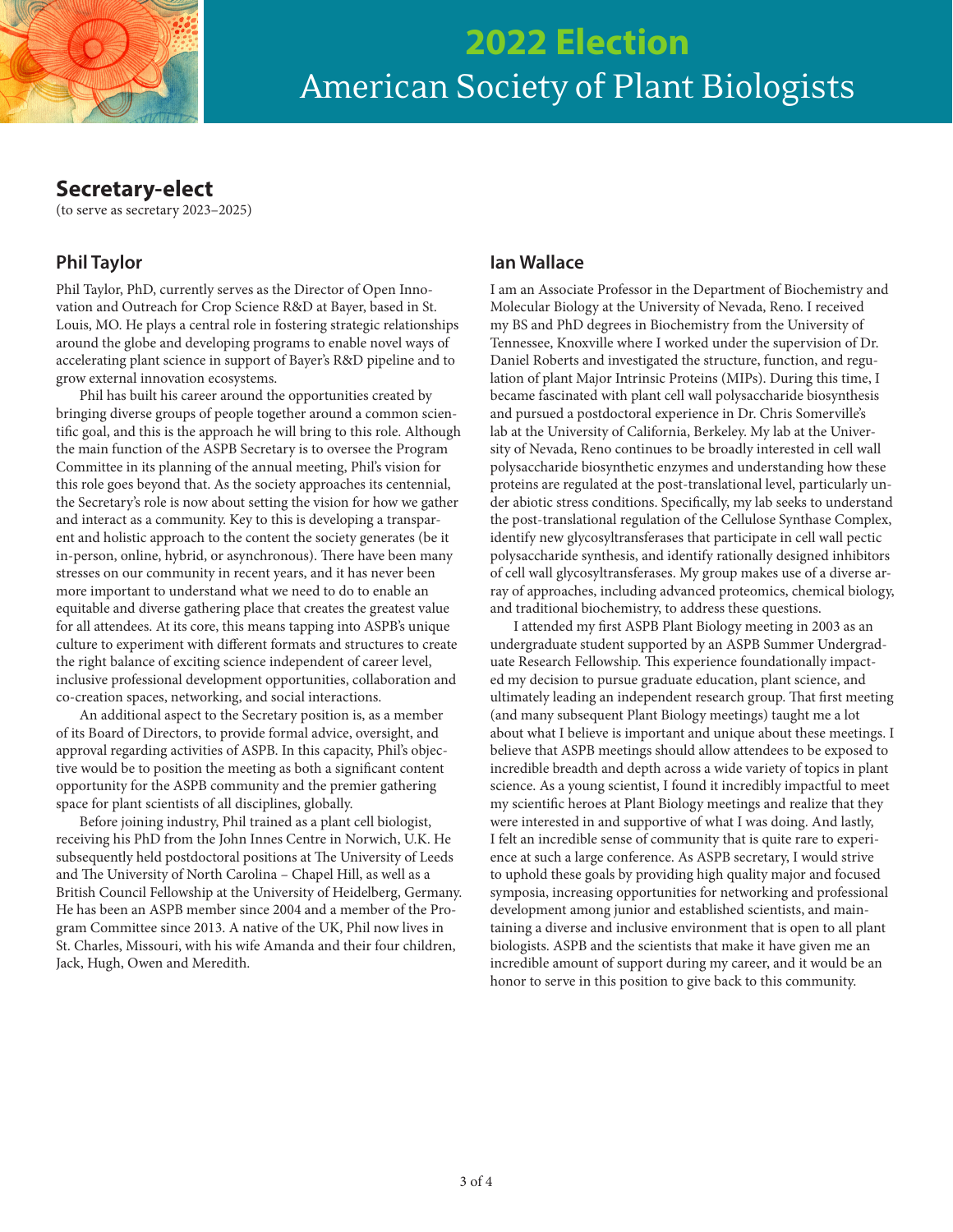# 2022 Election
## American Society of Plant Biologists

## Secretary-elect

(to serve as secretary 2023–2025)

### Phil Taylor

Phil Taylor, PhD, currently serves as the Director of Open Innovation and Outreach for Crop Science R&D at Bayer, based in St. Louis, MO. He plays a central role in fostering strategic relationships around the globe and developing programs to enable novel ways of accelerating plant science in support of Bayer's R&D pipeline and to grow external innovation ecosystems.

Phil has built his career around the opportunities created by bringing diverse groups of people together around a common scientific goal, and this is the approach he will bring to this role. Although the main function of the ASPB Secretary is to oversee the Program Committee in its planning of the annual meeting, Phil's vision for this role goes beyond that. As the society approaches its centennial, the Secretary's role is now about setting the vision for how we gather and interact as a community. Key to this is developing a transparent and holistic approach to the content the society generates (be it in-person, online, hybrid, or asynchronous). There have been many stresses on our community in recent years, and it has never been more important to understand what we need to do to enable an equitable and diverse gathering place that creates the greatest value for all attendees. At its core, this means tapping into ASPB's unique culture to experiment with different formats and structures to create the right balance of exciting science independent of career level, inclusive professional development opportunities, collaboration and co-creation spaces, networking, and social interactions.

An additional aspect to the Secretary position is, as a member of its Board of Directors, to provide formal advice, oversight, and approval regarding activities of ASPB. In this capacity, Phil's objective would be to position the meeting as both a significant content opportunity for the ASPB community and the premier gathering space for plant scientists of all disciplines, globally.

Before joining industry, Phil trained as a plant cell biologist, receiving his PhD from the John Innes Centre in Norwich, U.K. He subsequently held postdoctoral positions at The University of Leeds and The University of North Carolina – Chapel Hill, as well as a British Council Fellowship at the University of Heidelberg, Germany. He has been an ASPB member since 2004 and a member of the Program Committee since 2013. A native of the UK, Phil now lives in St. Charles, Missouri, with his wife Amanda and their four children, Jack, Hugh, Owen and Meredith.

### Ian Wallace

I am an Associate Professor in the Department of Biochemistry and Molecular Biology at the University of Nevada, Reno. I received my BS and PhD degrees in Biochemistry from the University of Tennessee, Knoxville where I worked under the supervision of Dr. Daniel Roberts and investigated the structure, function, and regulation of plant Major Intrinsic Proteins (MIPs). During this time, I became fascinated with plant cell wall polysaccharide biosynthesis and pursued a postdoctoral experience in Dr. Chris Somerville's lab at the University of California, Berkeley. My lab at the University of Nevada, Reno continues to be broadly interested in cell wall polysaccharide biosynthetic enzymes and understanding how these proteins are regulated at the post-translational level, particularly under abiotic stress conditions. Specifically, my lab seeks to understand the post-translational regulation of the Cellulose Synthase Complex, identify new glycosyltransferases that participate in cell wall pectic polysaccharide synthesis, and identify rationally designed inhibitors of cell wall glycosyltransferases. My group makes use of a diverse array of approaches, including advanced proteomics, chemical biology, and traditional biochemistry, to address these questions.

I attended my first ASPB Plant Biology meeting in 2003 as an undergraduate student supported by an ASPB Summer Undergraduate Research Fellowship. This experience foundationally impacted my decision to pursue graduate education, plant science, and ultimately leading an independent research group. That first meeting (and many subsequent Plant Biology meetings) taught me a lot about what I believe is important and unique about these meetings. I believe that ASPB meetings should allow attendees to be exposed to incredible breadth and depth across a wide variety of topics in plant science. As a young scientist, I found it incredibly impactful to meet my scientific heroes at Plant Biology meetings and realize that they were interested in and supportive of what I was doing. And lastly, I felt an incredible sense of community that is quite rare to experience at such a large conference. As ASPB secretary, I would strive to uphold these goals by providing high quality major and focused symposia, increasing opportunities for networking and professional development among junior and established scientists, and maintaining a diverse and inclusive environment that is open to all plant biologists. ASPB and the scientists that make it have given me an incredible amount of support during my career, and it would be an honor to serve in this position to give back to this community.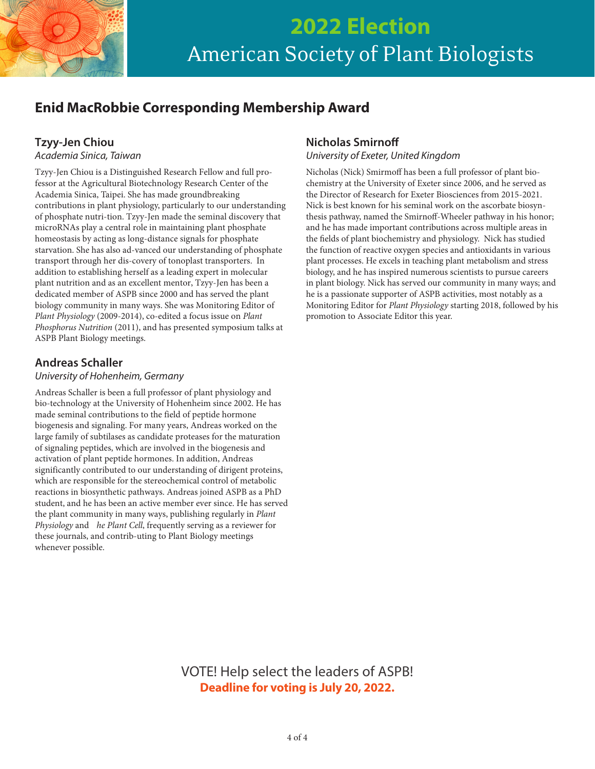# 2022 Election
# American Society of Plant Biologists

## Enid MacRobbie Corresponding Membership Award

### Tzyy-Jen Chiou
*Academia Sinica, Taiwan*

Tzyy-Jen Chiou is a Distinguished Research Fellow and full professor at the Agricultural Biotechnology Research Center of the Academia Sinica, Taipei. She has made groundbreaking contributions in plant physiology, particularly to our understanding of phosphate nutri-tion. Tzyy-Jen made the seminal discovery that microRNAs play a central role in maintaining plant phosphate homeostasis by acting as long-distance signals for phosphate starvation. She has also ad-vanced our understanding of phosphate transport through her dis-covery of tonoplast transporters. In addition to establishing herself as a leading expert in molecular plant nutrition and as an excellent mentor, Tzyy-Jen has been a dedicated member of ASPB since 2000 and has served the plant biology community in many ways. She was Monitoring Editor of *Plant Physiology* (2009-2014), co-edited a focus issue on *Plant Phosphorus Nutrition* (2011), and has presented symposium talks at ASPB Plant Biology meetings.

### Andreas Schaller
*University of Hohenheim, Germany*

Andreas Schaller is been a full professor of plant physiology and bio-technology at the University of Hohenheim since 2002. He has made seminal contributions to the field of peptide hormone biogenesis and signaling. For many years, Andreas worked on the large family of subtilases as candidate proteases for the maturation of signaling peptides, which are involved in the biogenesis and activation of plant peptide hormones. In addition, Andreas significantly contributed to our understanding of dirigent proteins, which are responsible for the stereochemical control of metabolic reactions in biosynthetic pathways. Andreas joined ASPB as a PhD student, and he has been an active member ever since. He has served the plant community in many ways, publishing regularly in *Plant Physiology* and *he Plant Cell*, frequently serving as a reviewer for these journals, and contrib-uting to Plant Biology meetings whenever possible.

### Nicholas Smirnoff
*University of Exeter, United Kingdom*

Nicholas (Nick) Smirmoff has been a full professor of plant biochemistry at the University of Exeter since 2006, and he served as the Director of Research for Exeter Biosciences from 2015-2021. Nick is best known for his seminal work on the ascorbate biosynthesis pathway, named the Smirnoff-Wheeler pathway in his honor; and he has made important contributions across multiple areas in the fields of plant biochemistry and physiology. Nick has studied the function of reactive oxygen species and antioxidants in various plant processes. He excels in teaching plant metabolism and stress biology, and he has inspired numerous scientists to pursue careers in plant biology. Nick has served our community in many ways; and he is a passionate supporter of ASPB activities, most notably as a Monitoring Editor for *Plant Physiology* starting 2018, followed by his promotion to Associate Editor this year.

VOTE! Help select the leaders of ASPB!

**Deadline for voting is July 20, 2022.**